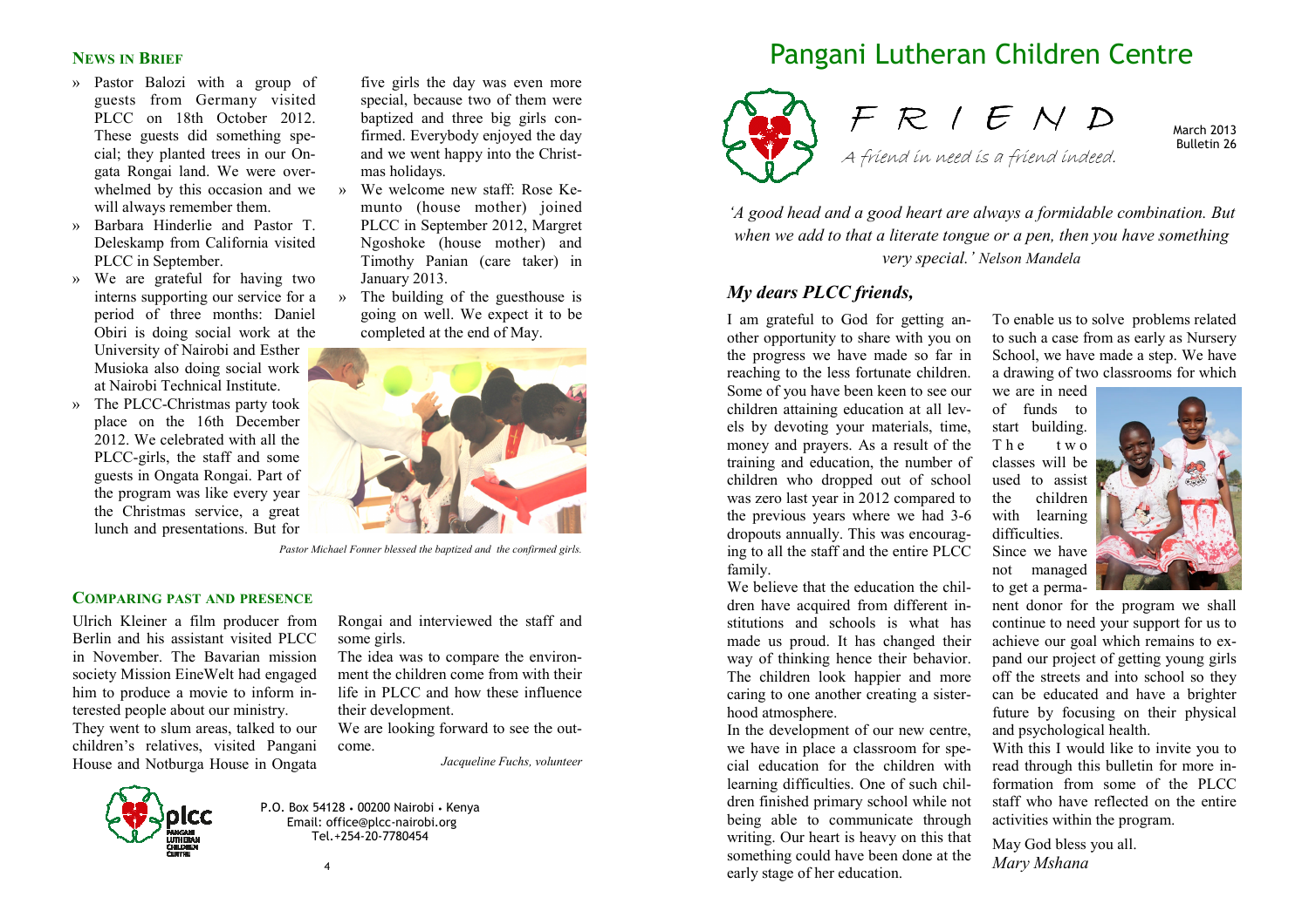# Pangani Lutheran Children Centre

## FRIEND

*A friend in need is a friend indeed.*

March 2013
Bulletin 26

*'A good head and a good heart are always a formidable combination. But when we add to that a literate tongue or a pen, then you have something very special.' Nelson Mandela*

## *My dears PLCC friends,*

I am grateful to God for getting another opportunity to share with you on the progress we have made so far in reaching to the less fortunate children. Some of you have been keen to see our children attaining education at all levels by devoting your materials, time, money and prayers. As a result of the training and education, the number of children who dropped out of school was zero last year in 2012 compared to the previous years where we had 3-6 dropouts annually. This was encouraging to all the staff and the entire PLCC family.

We believe that the education the children have acquired from different institutions and schools is what has made us proud. It has changed their way of thinking hence their behavior. The children look happier and more caring to one another creating a sisterhood atmosphere.

In the development of our new centre, we have in place a classroom for special education for the children with learning difficulties. One of such children finished primary school while not being able to communicate through writing. Our heart is heavy on this that something could have been done at the early stage of her education.

To enable us to solve problems related to such a case from as early as Nursery School, we have made a step. We have a drawing of two classrooms for which we are in need of funds to start building. The two classes will be used to assist the children with learning difficulties.

Since we have not managed to get a permanent donor for the program we shall continue to need your support for us to achieve our goal which remains to expand our project of getting young girls off the streets and into school so they can be educated and have a brighter future by focusing on their physical and psychological health.

With this I would like to invite you to read through this bulletin for more information from some of the PLCC staff who have reflected on the entire activities within the program.

May God bless you all.
*Mary Mshana*

## NEWS IN BRIEF

- Pastor Balozi with a group of guests from Germany visited PLCC on 18th October 2012. These guests did something special; they planted trees in our Ongata Rongai land. We were overwhelmed by this occasion and we will always remember them.
- Barbara Hinderlie and Pastor T. Deleskamp from California visited PLCC in September.
- We are grateful for having two interns supporting our service for a period of three months: Daniel Obiri is doing social work at the University of Nairobi and Esther Musioka also doing social work at Nairobi Technical Institute.
- The PLCC-Christmas party took place on the 16th December 2012. We celebrated with all the PLCC-girls, the staff and some guests in Ongata Rongai. Part of the program was like every year the Christmas service, a great lunch and presentations. But for five girls the day was even more special, because two of them were baptized and three big girls confirmed. Everybody enjoyed the day and we went happy into the Christmas holidays.
- We welcome new staff: Rose Kemunto (house mother) joined PLCC in September 2012, Margret Ngoshoke (house mother) and Timothy Panian (care taker) in January 2013.
- The building of the guesthouse is going on well. We expect it to be completed at the end of May.

*Pastor Michael Fonner blessed the baptized and the confirmed girls.*

## COMPARING PAST AND PRESENCE

Ulrich Kleiner a film producer from Berlin and his assistant visited PLCC in November. The Bavarian mission society Mission EineWelt had engaged him to produce a movie to inform interested people about our ministry.

They went to slum areas, talked to our children's relatives, visited Pangani House and Notburga House in Ongata Rongai and interviewed the staff and some girls.

The idea was to compare the environment the children come from with their life in PLCC and how these influence their development.

We are looking forward to see the outcome.

*Jacqueline Fuchs, volunteer*

P.O. Box 54128 • 00200 Nairobi • Kenya
Email: office@plcc-nairobi.org
Tel.+254-20-7780454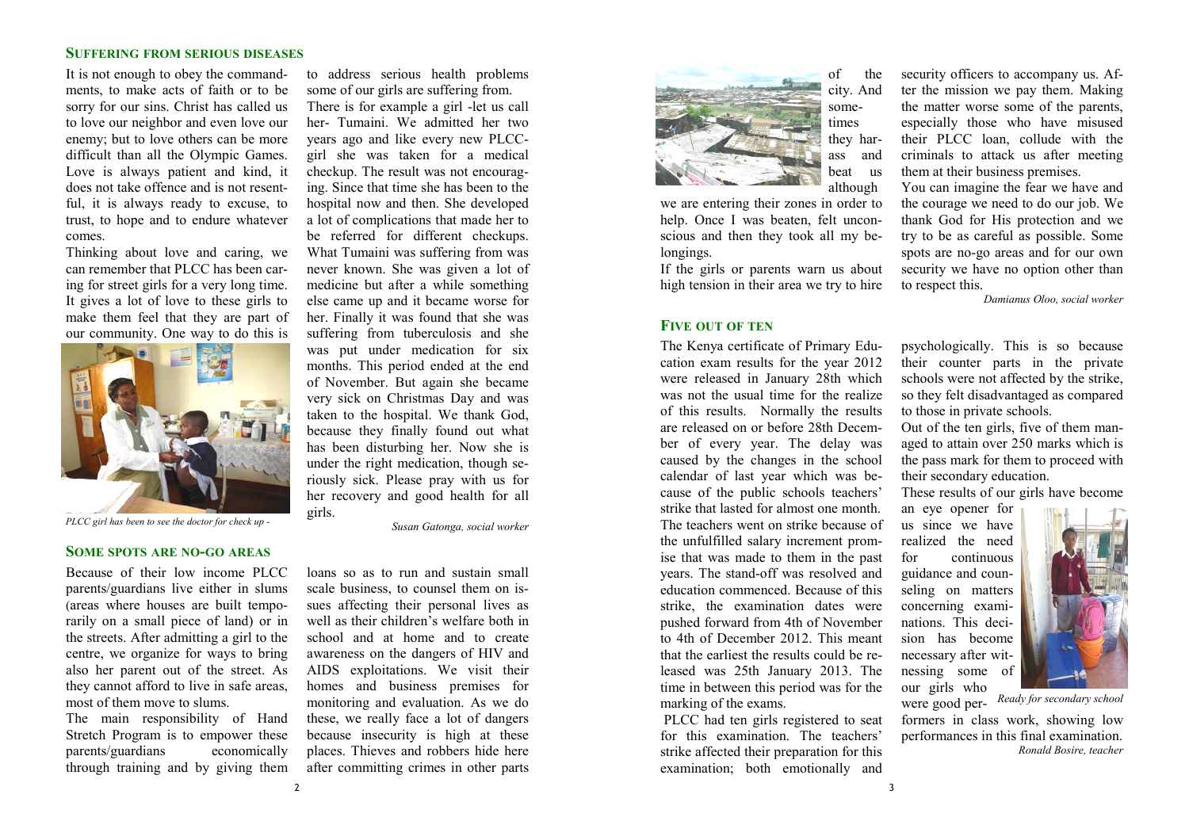## SUFFERING FROM SERIOUS DISEASES

It is not enough to obey the commandments, to make acts of faith or to be sorry for our sins. Christ has called us to love our neighbor and even love our enemy; but to love others can be more difficult than all the Olympic Games. Love is always patient and kind, it does not take offence and is not resentful, it is always ready to excuse, to trust, to hope and to endure whatever comes.

Thinking about love and caring, we can remember that PLCC has been caring for street girls for a very long time. It gives a lot of love to these girls to make them feel that they are part of our community. One way to do this is to address serious health problems some of our girls are suffering from.

*PLCC girl has been to see the doctor for check up -*

There is for example a girl -let us call her- Tumaini. We admitted her two years ago and like every new PLCC-girl she was taken for a medical checkup. The result was not encouraging. Since that time she has been to the hospital now and then. She developed a lot of complications that made her to be referred for different checkups. What Tumaini was suffering from was never known. She was given a lot of medicine but after a while something else came up and it became worse for her. Finally it was found that she was suffering from tuberculosis and she was put under medication for six months. This period ended at the end of November. But again she became very sick on Christmas Day and was taken to the hospital. We thank God, because they finally found out what has been disturbing her. Now she is under the right medication, though seriously sick. Please pray with us for her recovery and good health for all girls.

*Susan Gatonga, social worker*

## SOME SPOTS ARE NO-GO AREAS

Because of their low income PLCC parents/guardians live either in slums (areas where houses are built temporarily on a small piece of land) or in the streets. After admitting a girl to the centre, we organize for ways to bring also her parent out of the street. As they cannot afford to live in safe areas, most of them move to slums.

The main responsibility of Hand Stretch Program is to empower these parents/guardians economically through training and by giving them loans so as to run and sustain small scale business, to counsel them on issues affecting their personal lives as well as their children's welfare both in school and at home and to create awareness on the dangers of HIV and AIDS exploitations. We visit their homes and business premises for monitoring and evaluation. As we do these, we really face a lot of dangers because insecurity is high at these places. Thieves and robbers hide here after committing crimes in other parts of the city. And sometimes they harass and beat us although we are entering their zones in order to help. Once I was beaten, felt unconscious and then they took all my belongings.

If the girls or parents warn us about high tension in their area we try to hire security officers to accompany us. After the mission we pay them. Making the matter worse some of the parents, especially those who have misused their PLCC loan, collude with the criminals to attack us after meeting them at their business premises.

You can imagine the fear we have and the courage we need to do our job. We thank God for His protection and we try to be as careful as possible. Some spots are no-go areas and for our own security we have no option other than to respect this.

*Damianus Oloo, social worker*

## FIVE OUT OF TEN

The Kenya certificate of Primary Education exam results for the year 2012 were released in January 28th which was not the usual time for the realize of this results. Normally the results are released on or before 28th December of every year. The delay was caused by the changes in the school calendar of last year which was because of the public schools teachers' strike that lasted for almost one month. The teachers went on strike because of the unfulfilled salary increment promise that was made to them in the past years. The stand-off was resolved and education commenced. Because of this strike, the examination dates were pushed forward from 4th of November to 4th of December 2012. This meant that the earliest the results could be released was 25th January 2013. The time in between this period was for the marking of the exams.

PLCC had ten girls registered to seat for this examination. The teachers' strike affected their preparation for this examination; both emotionally and psychologically. This is so because their counter parts in the private schools were not affected by the strike, so they felt disadvantaged as compared to those in private schools.

Out of the ten girls, five of them managed to attain over 250 marks which is the pass mark for them to proceed with their secondary education.

These results of our girls have become an eye opener for us since we have realized the need for continuous guidance and counseling on matters concerning examinations. This decision has become necessary after witnessing some of our girls who were good performers in class work, showing low performances in this final examination.

*Ready for secondary school*

*Ronald Bosire, teacher*